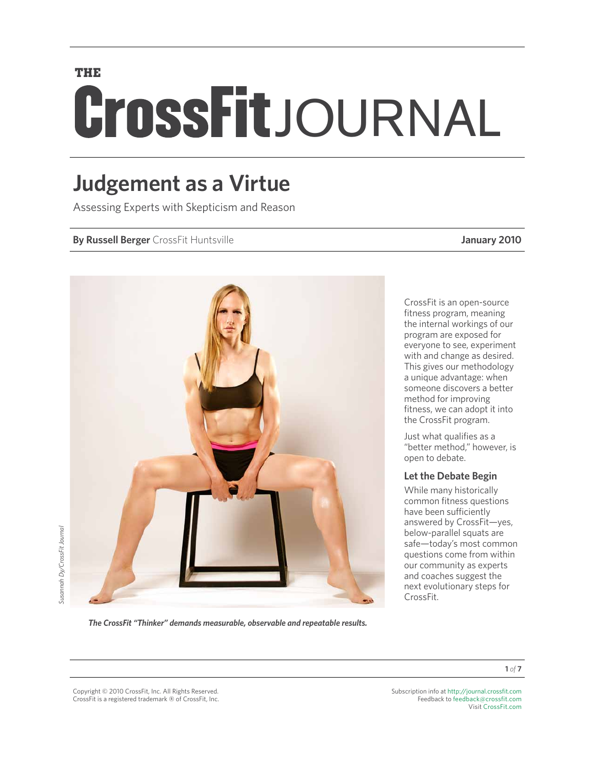THE CrossFit JOURNAL

# Judgement as a Virtue

Assessing Experts with Skepticism and Reason

**By Russell Berger** CrossFit Huntsville **January 2010**

*Susannah Dy/CrossFit Journal*

***The CrossFit "Thinker" demands measurable, observable and repeatable results.***

CrossFit is an open-source fitness program, meaning the internal workings of our program are exposed for everyone to see, experiment with and change as desired. This gives our methodology a unique advantage: when someone discovers a better method for improving fitness, we can adopt it into the CrossFit program.

Just what qualifies as a "better method," however, is open to debate.

## Let the Debate Begin

While many historically common fitness questions have been sufficiently answered by CrossFit—yes, below-parallel squats are safe—today's most common questions come from within our community as experts and coaches suggest the next evolutionary steps for CrossFit.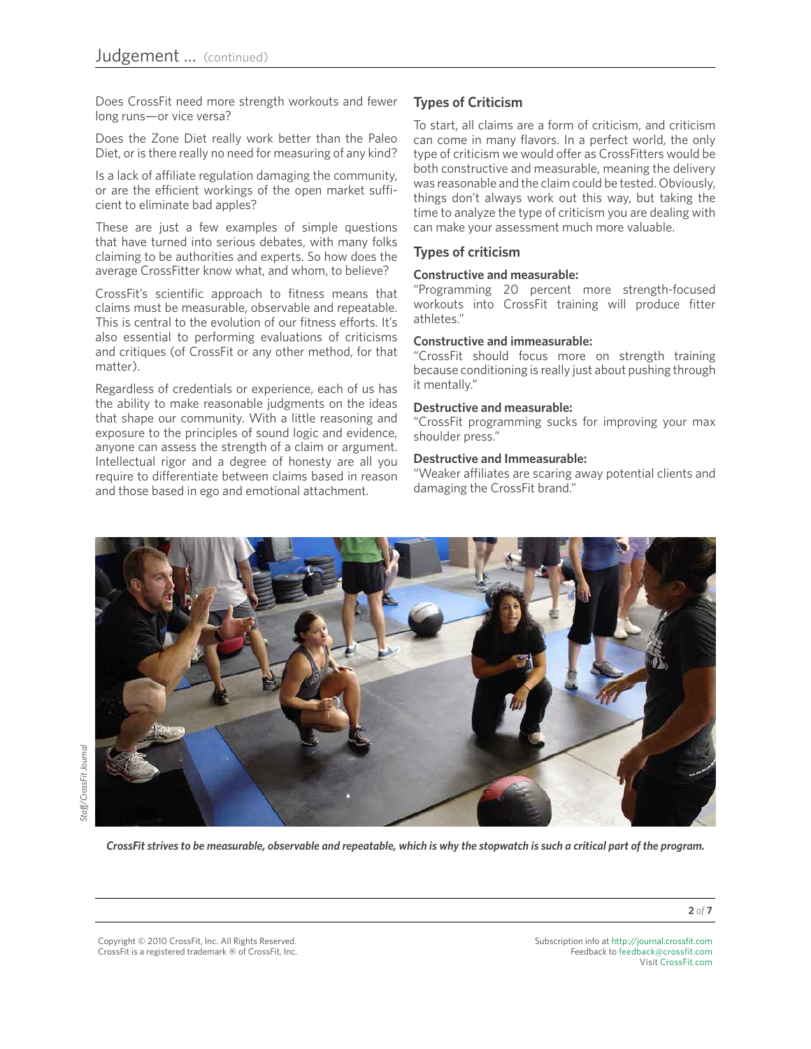Does CrossFit need more strength workouts and fewer long runs—or vice versa?

Does the Zone Diet really work better than the Paleo Diet, or is there really no need for measuring of any kind?

Is a lack of affiliate regulation damaging the community, or are the efficient workings of the open market sufficient to eliminate bad apples?

These are just a few examples of simple questions that have turned into serious debates, with many folks claiming to be authorities and experts. So how does the average CrossFitter know what, and whom, to believe?

CrossFit's scientific approach to fitness means that claims must be measurable, observable and repeatable. This is central to the evolution of our fitness efforts. It's also essential to performing evaluations of criticisms and critiques (of CrossFit or any other method, for that matter).

Regardless of credentials or experience, each of us has the ability to make reasonable judgments on the ideas that shape our community. With a little reasoning and exposure to the principles of sound logic and evidence, anyone can assess the strength of a claim or argument. Intellectual rigor and a degree of honesty are all you require to differentiate between claims based in reason and those based in ego and emotional attachment.

## Types of Criticism

To start, all claims are a form of criticism, and criticism can come in many flavors. In a perfect world, the only type of criticism we would offer as CrossFitters would be both constructive and measurable, meaning the delivery was reasonable and the claim could be tested. Obviously, things don't always work out this way, but taking the time to analyze the type of criticism you are dealing with can make your assessment much more valuable.

## Types of criticism

**Constructive and measurable:**
"Programming 20 percent more strength-focused workouts into CrossFit training will produce fitter athletes."

**Constructive and immeasurable:**
"CrossFit should focus more on strength training because conditioning is really just about pushing through it mentally."

**Destructive and measurable:**
"CrossFit programming sucks for improving your max shoulder press."

**Destructive and Immeasurable:**
"Weaker affiliates are scaring away potential clients and damaging the CrossFit brand."

*CrossFit strives to be measurable, observable and repeatable, which is why the stopwatch is such a critical part of the program.*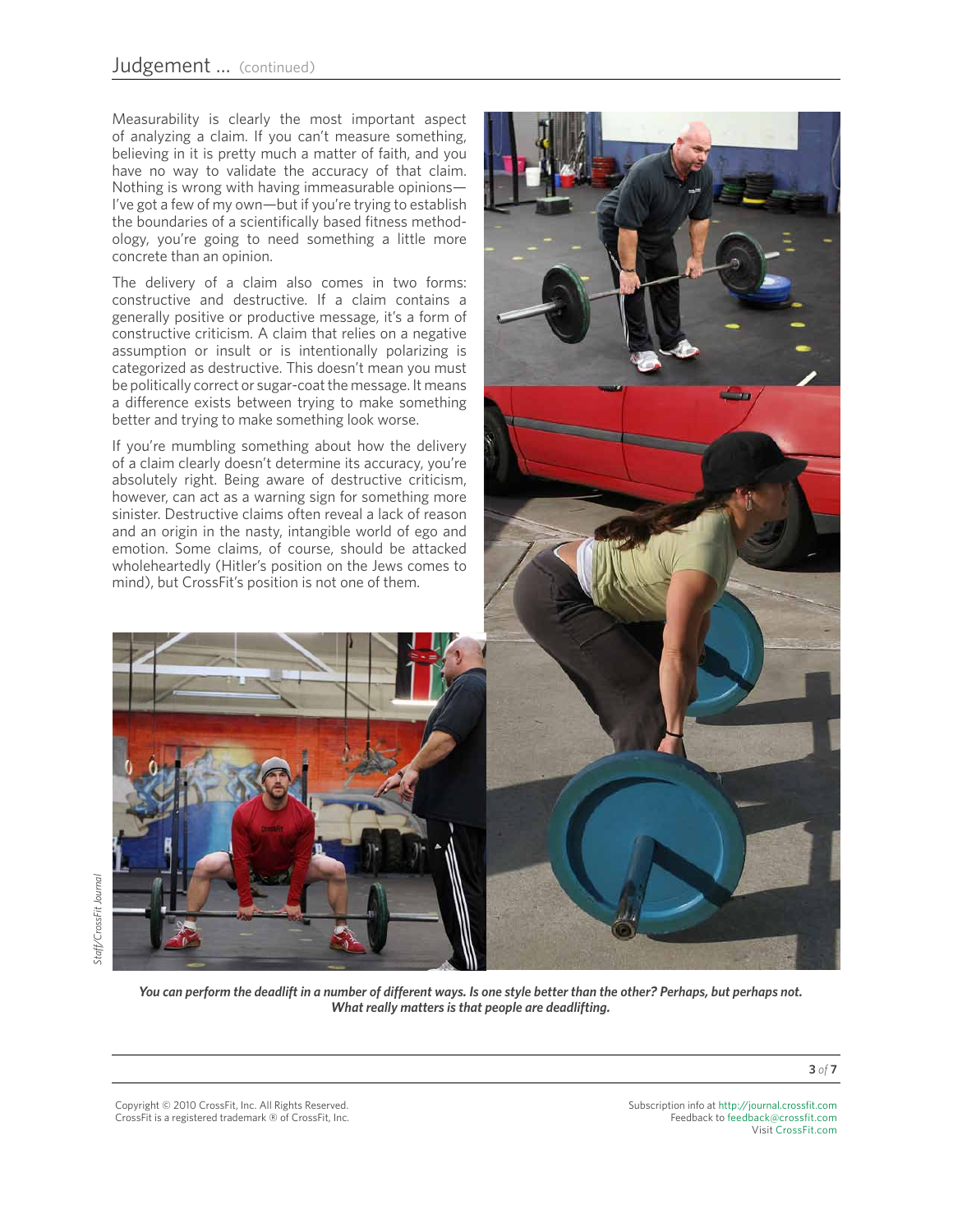Measurability is clearly the most important aspect of analyzing a claim. If you can't measure something, believing in it is pretty much a matter of faith, and you have no way to validate the accuracy of that claim. Nothing is wrong with having immeasurable opinions—I've got a few of my own—but if you're trying to establish the boundaries of a scientifically based fitness methodology, you're going to need something a little more concrete than an opinion.

The delivery of a claim also comes in two forms: constructive and destructive. If a claim contains a generally positive or productive message, it's a form of constructive criticism. A claim that relies on a negative assumption or insult or is intentionally polarizing is categorized as destructive. This doesn't mean you must be politically correct or sugar-coat the message. It means a difference exists between trying to make something better and trying to make something look worse.

If you're mumbling something about how the delivery of a claim clearly doesn't determine its accuracy, you're absolutely right. Being aware of destructive criticism, however, can act as a warning sign for something more sinister. Destructive claims often reveal a lack of reason and an origin in the nasty, intangible world of ego and emotion. Some claims, of course, should be attacked wholeheartedly (Hitler's position on the Jews comes to mind), but CrossFit's position is not one of them.

Staff/CrossFit Journal

***You can perform the deadlift in a number of different ways. Is one style better than the other? Perhaps, but perhaps not. What really matters is that people are deadlifting.***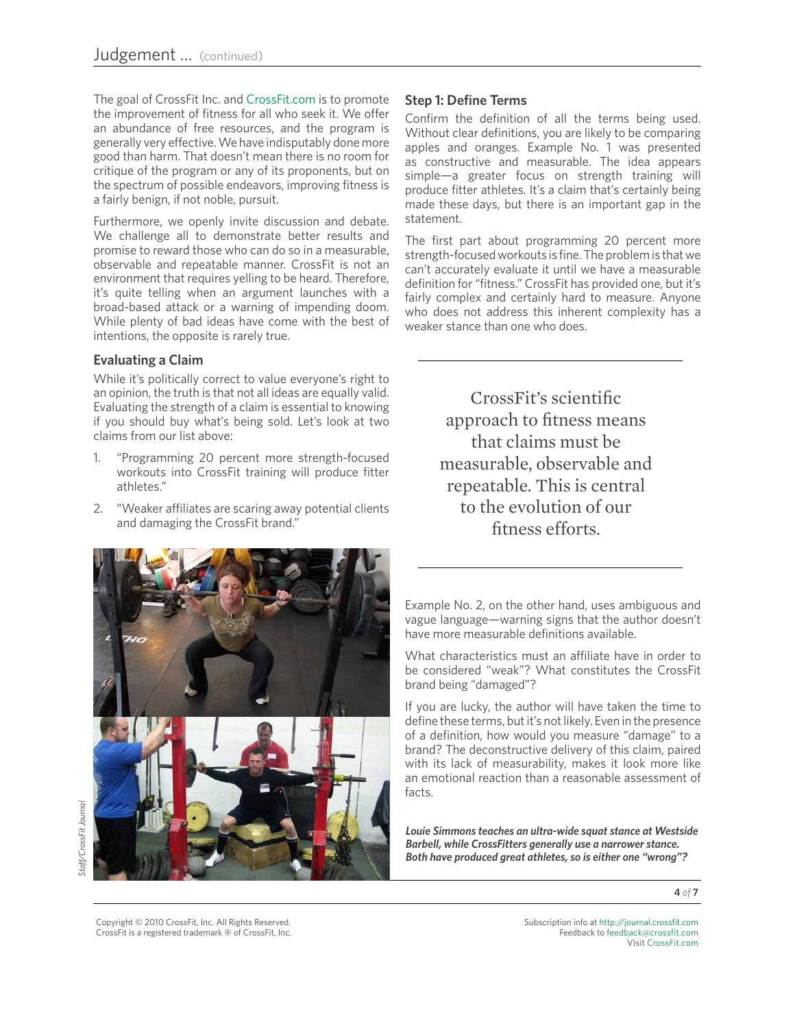The goal of CrossFit Inc. and CrossFit.com is to promote the improvement of fitness for all who seek it. We offer an abundance of free resources, and the program is generally very effective. We have indisputably done more good than harm. That doesn't mean there is no room for critique of the program or any of its proponents, but on the spectrum of possible endeavors, improving fitness is a fairly benign, if not noble, pursuit.

Furthermore, we openly invite discussion and debate. We challenge all to demonstrate better results and promise to reward those who can do so in a measurable, observable and repeatable manner. CrossFit is not an environment that requires yelling to be heard. Therefore, it's quite telling when an argument launches with a broad-based attack or a warning of impending doom. While plenty of bad ideas have come with the best of intentions, the opposite is rarely true.

### Evaluating a Claim

While it's politically correct to value everyone's right to an opinion, the truth is that not all ideas are equally valid. Evaluating the strength of a claim is essential to knowing if you should buy what's being sold. Let's look at two claims from our list above:

1. "Programming 20 percent more strength-focused workouts into CrossFit training will produce fitter athletes."
2. "Weaker affiliates are scaring away potential clients and damaging the CrossFit brand."

*Louie Simmons teaches an ultra-wide squat stance at Westside Barbell, while CrossFitters generally use a narrower stance. Both have produced great athletes, so is either one "wrong"?*

### Step 1: Define Terms

Confirm the definition of all the terms being used. Without clear definitions, you are likely to be comparing apples and oranges. Example No. 1 was presented as constructive and measurable. The idea appears simple—a greater focus on strength training will produce fitter athletes. It's a claim that's certainly being made these days, but there is an important gap in the statement.

The first part about programming 20 percent more strength-focused workouts is fine. The problem is that we can't accurately evaluate it until we have a measurable definition for "fitness." CrossFit has provided one, but it's fairly complex and certainly hard to measure. Anyone who does not address this inherent complexity has a weaker stance than one who does.

> CrossFit's scientific approach to fitness means that claims must be measurable, observable and repeatable. This is central to the evolution of our fitness efforts.

Example No. 2, on the other hand, uses ambiguous and vague language—warning signs that the author doesn't have more measurable definitions available.

What characteristics must an affiliate have in order to be considered "weak"? What constitutes the CrossFit brand being "damaged"?

If you are lucky, the author will have taken the time to define these terms, but it's not likely. Even in the presence of a definition, how would you measure "damage" to a brand? The deconstructive delivery of this claim, paired with its lack of measurability, makes it look more like an emotional reaction than a reasonable assessment of facts.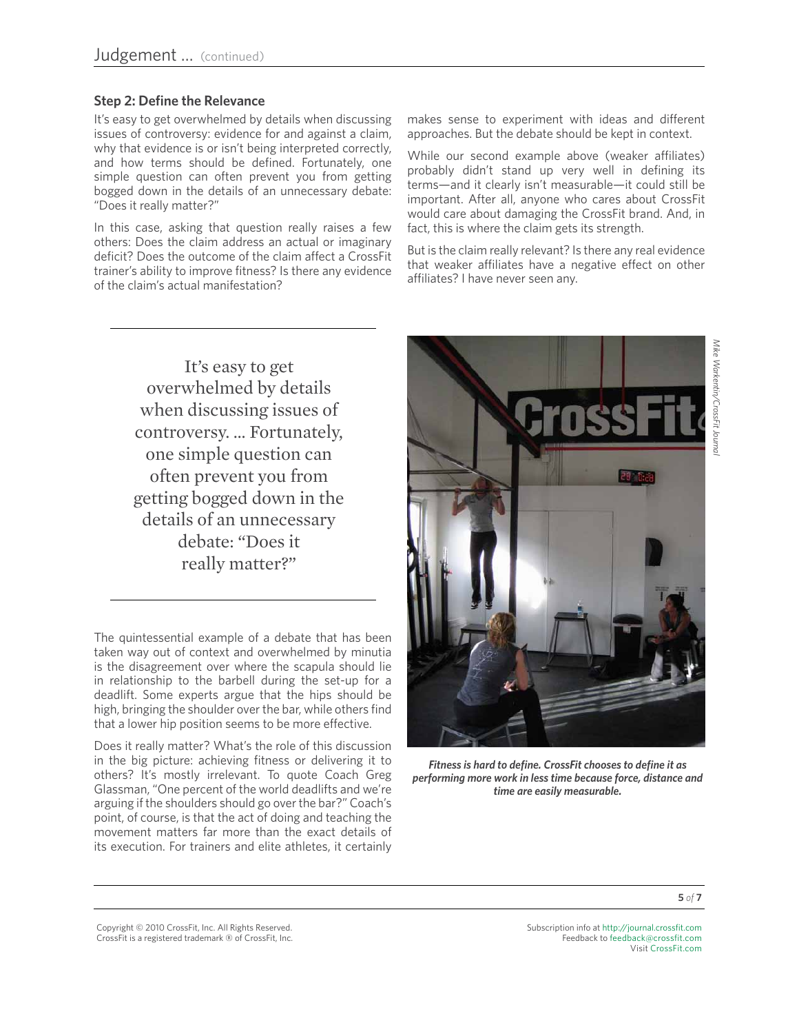### Step 2: Define the Relevance

It's easy to get overwhelmed by details when discussing issues of controversy: evidence for and against a claim, why that evidence is or isn't being interpreted correctly, and how terms should be defined. Fortunately, one simple question can often prevent you from getting bogged down in the details of an unnecessary debate: "Does it really matter?"

In this case, asking that question really raises a few others: Does the claim address an actual or imaginary deficit? Does the outcome of the claim affect a CrossFit trainer's ability to improve fitness? Is there any evidence of the claim's actual manifestation?

While our second example above (weaker affiliates) probably didn't stand up very well in defining its terms—and it clearly isn't measurable—it could still be important. After all, anyone who cares about CrossFit would care about damaging the CrossFit brand. And, in fact, this is where the claim gets its strength.

But is the claim really relevant? Is there any real evidence that weaker affiliates have a negative effect on other affiliates? I have never seen any.

> It's easy to get overwhelmed by details when discussing issues of controversy. ... Fortunately, one simple question can often prevent you from getting bogged down in the details of an unnecessary debate: "Does it really matter?"

The quintessential example of a debate that has been taken way out of context and overwhelmed by minutia is the disagreement over where the scapula should lie in relationship to the barbell during the set-up for a deadlift. Some experts argue that the hips should be high, bringing the shoulder over the bar, while others find that a lower hip position seems to be more effective.

Does it really matter? What's the role of this discussion in the big picture: achieving fitness or delivering it to others? It's mostly irrelevant. To quote Coach Greg Glassman, "One percent of the world deadlifts and we're arguing if the shoulders should go over the bar?" Coach's point, of course, is that the act of doing and teaching the movement matters far more than the exact details of its execution. For trainers and elite athletes, it certainly makes sense to experiment with ideas and different approaches. But the debate should be kept in context.

*Mike Warkentin/CrossFit Journal*

***Fitness is hard to define. CrossFit chooses to define it as performing more work in less time because force, distance and time are easily measurable.***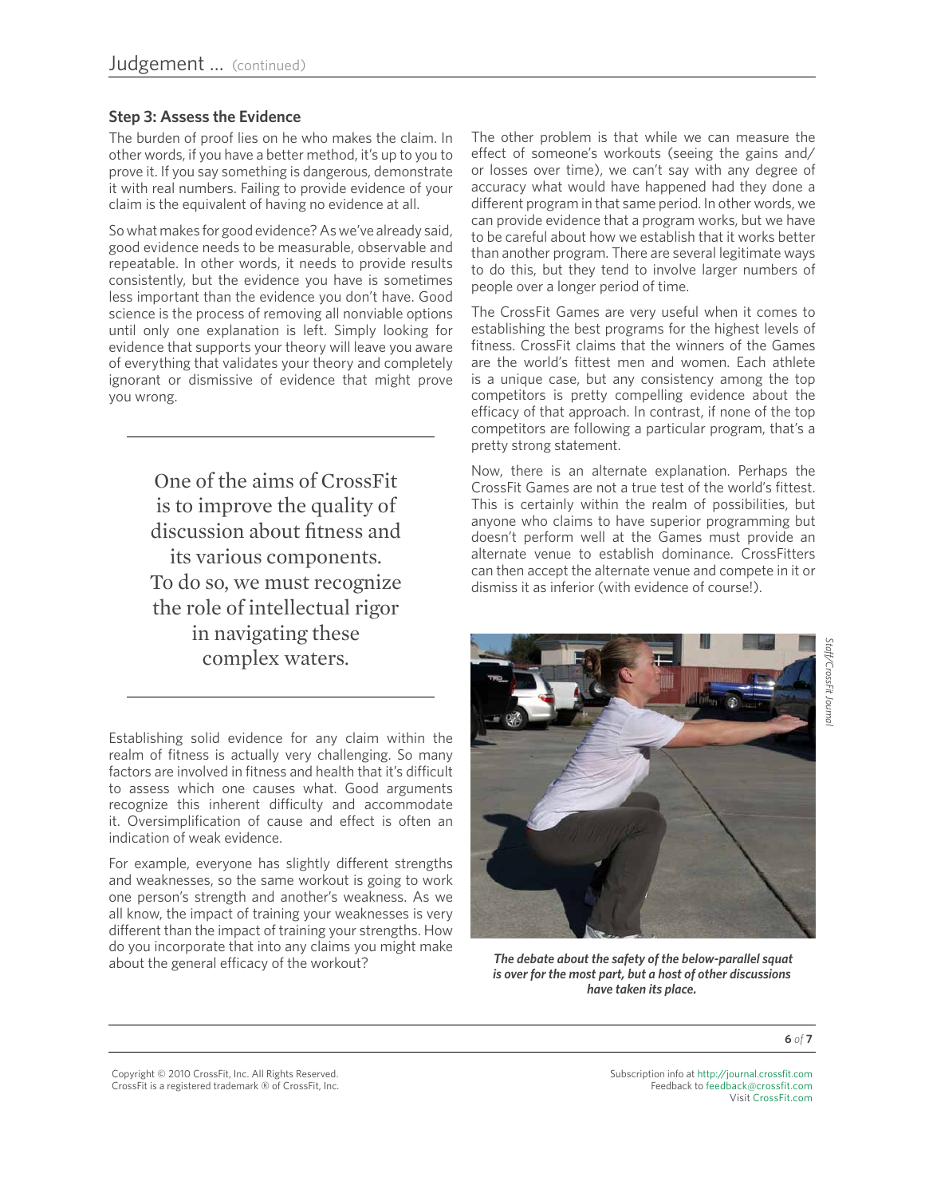### Step 3: Assess the Evidence

The burden of proof lies on he who makes the claim. In other words, if you have a better method, it's up to you to prove it. If you say something is dangerous, demonstrate it with real numbers. Failing to provide evidence of your claim is the equivalent of having no evidence at all.

So what makes for good evidence? As we've already said, good evidence needs to be measurable, observable and repeatable. In other words, it needs to provide results consistently, but the evidence you have is sometimes less important than the evidence you don't have. Good science is the process of removing all nonviable options until only one explanation is left. Simply looking for evidence that supports your theory will leave you aware of everything that validates your theory and completely ignorant or dismissive of evidence that might prove you wrong.

> One of the aims of CrossFit is to improve the quality of discussion about fitness and its various components. To do so, we must recognize the role of intellectual rigor in navigating these complex waters.

Establishing solid evidence for any claim within the realm of fitness is actually very challenging. So many factors are involved in fitness and health that it's difficult to assess which one causes what. Good arguments recognize this inherent difficulty and accommodate it. Oversimplification of cause and effect is often an indication of weak evidence.

For example, everyone has slightly different strengths and weaknesses, so the same workout is going to work one person's strength and another's weakness. As we all know, the impact of training your weaknesses is very different than the impact of training your strengths. How do you incorporate that into any claims you might make about the general efficacy of the workout?

The other problem is that while we can measure the effect of someone's workouts (seeing the gains and/or losses over time), we can't say with any degree of accuracy what would have happened had they done a different program in that same period. In other words, we can provide evidence that a program works, but we have to be careful about how we establish that it works better than another program. There are several legitimate ways to do this, but they tend to involve larger numbers of people over a longer period of time.

The CrossFit Games are very useful when it comes to establishing the best programs for the highest levels of fitness. CrossFit claims that the winners of the Games are the world's fittest men and women. Each athlete is a unique case, but any consistency among the top competitors is pretty compelling evidence about the efficacy of that approach. In contrast, if none of the top competitors are following a particular program, that's a pretty strong statement.

Now, there is an alternate explanation. Perhaps the CrossFit Games are not a true test of the world's fittest. This is certainly within the realm of possibilities, but anyone who claims to have superior programming but doesn't perform well at the Games must provide an alternate venue to establish dominance. CrossFitters can then accept the alternate venue and compete in it or dismiss it as inferior (with evidence of course!).

Staff/CrossFit Journal

***The debate about the safety of the below-parallel squat is over for the most part, but a host of other discussions have taken its place.***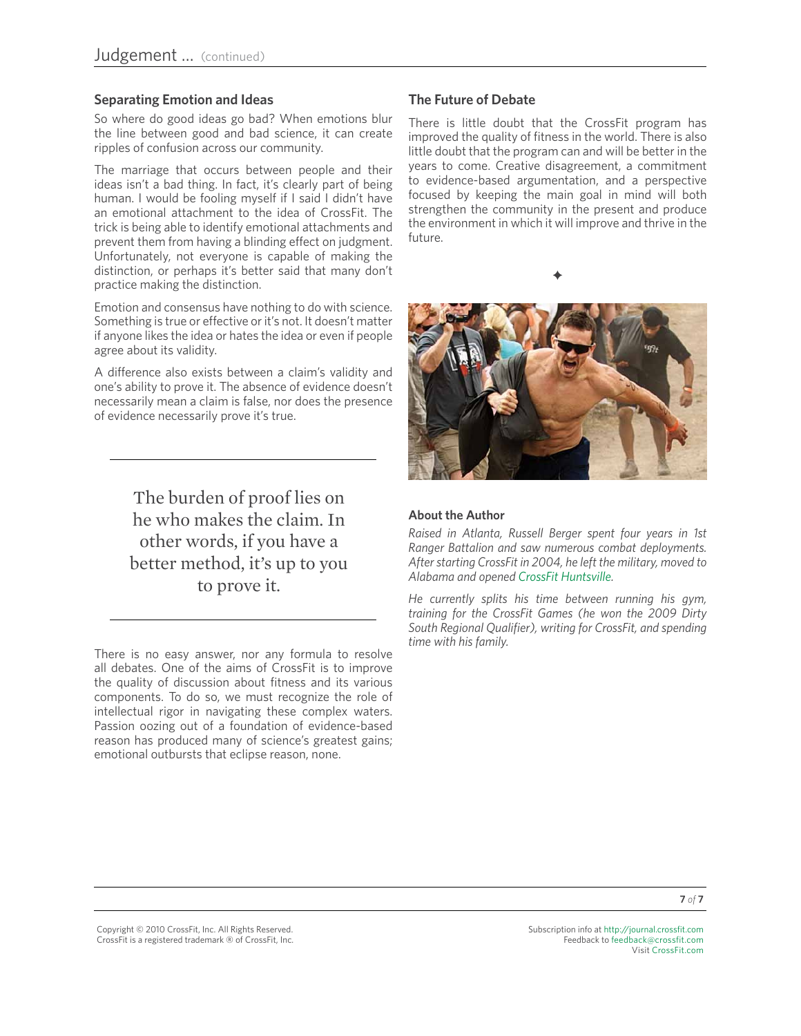### Separating Emotion and Ideas

So where do good ideas go bad? When emotions blur the line between good and bad science, it can create ripples of confusion across our community.

The marriage that occurs between people and their ideas isn't a bad thing. In fact, it's clearly part of being human. I would be fooling myself if I said I didn't have an emotional attachment to the idea of CrossFit. The trick is being able to identify emotional attachments and prevent them from having a blinding effect on judgment. Unfortunately, not everyone is capable of making the distinction, or perhaps it's better said that many don't practice making the distinction.

Emotion and consensus have nothing to do with science. Something is true or effective or it's not. It doesn't matter if anyone likes the idea or hates the idea or even if people agree about its validity.

A difference also exists between a claim's validity and one's ability to prove it. The absence of evidence doesn't necessarily mean a claim is false, nor does the presence of evidence necessarily prove it's true.

> The burden of proof lies on he who makes the claim. In other words, if you have a better method, it's up to you to prove it.

There is no easy answer, nor any formula to resolve all debates. One of the aims of CrossFit is to improve the quality of discussion about fitness and its various components. To do so, we must recognize the role of intellectual rigor in navigating these complex waters. Passion oozing out of a foundation of evidence-based reason has produced many of science's greatest gains; emotional outbursts that eclipse reason, none.

### The Future of Debate

There is little doubt that the CrossFit program has improved the quality of fitness in the world. There is also little doubt that the program can and will be better in the years to come. Creative disagreement, a commitment to evidence-based argumentation, and a perspective focused by keeping the main goal in mind will both strengthen the community in the present and produce the environment in which it will improve and thrive in the future.

✦

### About the Author

*Raised in Atlanta, Russell Berger spent four years in 1st Ranger Battalion and saw numerous combat deployments. After starting CrossFit in 2004, he left the military, moved to Alabama and opened CrossFit Huntsville.*

*He currently splits his time between running his gym, training for the CrossFit Games (he won the 2009 Dirty South Regional Qualifier), writing for CrossFit, and spending time with his family.*